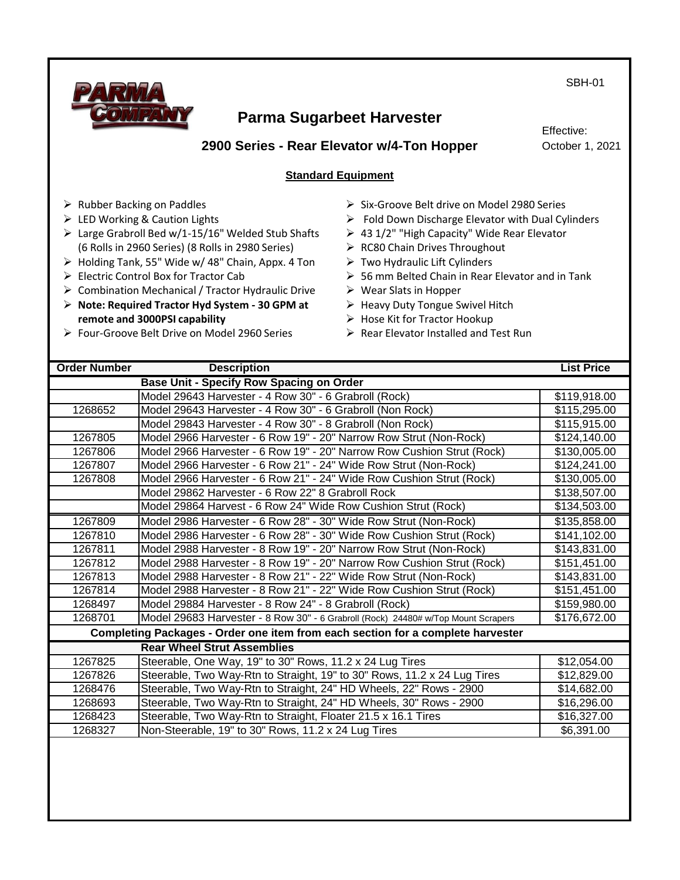SBH-01

# Parma Sugarbeet Harvester

## 2900 Series - Rear Elevator w/4-Ton Hopper

Effective: October 1, 2021

### Standard Equipment

- Rubber Backing on Paddles
- LED Working & Caution Lights
- Large Grabroll Bed w/1-15/16" Welded Stub Shafts (6 Rolls in 2960 Series) (8 Rolls in 2980 Series)
- Holding Tank, 55" Wide w/ 48" Chain, Appx. 4 Ton
- Electric Control Box for Tractor Cab
- Combination Mechanical / Tractor Hydraulic Drive
- **Note: Required Tractor Hyd System - 30 GPM at remote and 3000PSI capability**
- Four-Groove Belt Drive on Model 2960 Series
- Six-Groove Belt drive on Model 2980 Series
- Fold Down Discharge Elevator with Dual Cylinders
- 43 1/2" "High Capacity" Wide Rear Elevator
- RC80 Chain Drives Throughout
- Two Hydraulic Lift Cylinders
- 56 mm Belted Chain in Rear Elevator and in Tank
- Wear Slats in Hopper
- Heavy Duty Tongue Swivel Hitch
- Hose Kit for Tractor Hookup
- Rear Elevator Installed and Test Run

| Order Number | Description | List Price |
|---|---|---|
| | **Base Unit - Specify Row Spacing on Order** | |
| | Model 29643 Harvester - 4 Row 30" - 6 Grabroll (Rock) | $119,918.00 |
| 1268652 | Model 29643 Harvester - 4 Row 30" - 6 Grabroll (Non Rock) | $115,295.00 |
| | Model 29843 Harvester - 4 Row 30" - 8 Grabroll (Non Rock) | $115,915.00 |
| 1267805 | Model 2966 Harvester - 6 Row 19" - 20" Narrow Row Strut (Non-Rock) | $124,140.00 |
| 1267806 | Model 2966 Harvester - 6 Row 19" - 20" Narrow Row Cushion Strut (Rock) | $130,005.00 |
| 1267807 | Model 2966 Harvester - 6 Row 21" - 24" Wide Row Strut (Non-Rock) | $124,241.00 |
| 1267808 | Model 2966 Harvester - 6 Row 21" - 24" Wide Row Cushion Strut (Rock) | $130,005.00 |
| | Model 29862 Harvester - 6 Row 22" 8 Grabroll Rock | $138,507.00 |
| | Model 29864 Harvest - 6 Row 24" Wide Row Cushion Strut (Rock) | $134,503.00 |
| 1267809 | Model 2986 Harvester - 6 Row 28" - 30" Wide Row Strut (Non-Rock) | $135,858.00 |
| 1267810 | Model 2986 Harvester - 6 Row 28" - 30" Wide Row Cushion Strut (Rock) | $141,102.00 |
| 1267811 | Model 2988 Harvester - 8 Row 19" - 20" Narrow Row Strut (Non-Rock) | $143,831.00 |
| 1267812 | Model 2988 Harvester - 8 Row 19" - 20" Narrow Row Cushion Strut (Rock) | $151,451.00 |
| 1267813 | Model 2988 Harvester - 8 Row 21" - 22" Wide Row Strut (Non-Rock) | $143,831.00 |
| 1267814 | Model 2988 Harvester - 8 Row 21" - 22" Wide Row Cushion Strut (Rock) | $151,451.00 |
| 1268497 | Model 29884 Harvester - 8 Row 24" - 8 Grabroll (Rock) | $159,980.00 |
| 1268701 | Model 29683 Harvester - 8 Row 30" - 6 Grabroll (Rock) 24480# w/Top Mount Scrapers | $176,672.00 |
| | **Completing Packages - Order one item from each section for a complete harvester** | |
| | **Rear Wheel Strut Assemblies** | |
| 1267825 | Steerable, One Way, 19" to 30" Rows, 11.2 x 24 Lug Tires | $12,054.00 |
| 1267826 | Steerable, Two Way-Rtn to Straight, 19" to 30" Rows, 11.2 x 24 Lug Tires | $12,829.00 |
| 1268476 | Steerable, Two Way-Rtn to Straight, 24" HD Wheels, 22" Rows - 2900 | $14,682.00 |
| 1268693 | Steerable, Two Way-Rtn to Straight, 24" HD Wheels, 30" Rows - 2900 | $16,296.00 |
| 1268423 | Steerable, Two Way-Rtn to Straight, Floater 21.5 x 16.1 Tires | $16,327.00 |
| 1268327 | Non-Steerable, 19" to 30" Rows, 11.2 x 24 Lug Tires | $6,391.00 |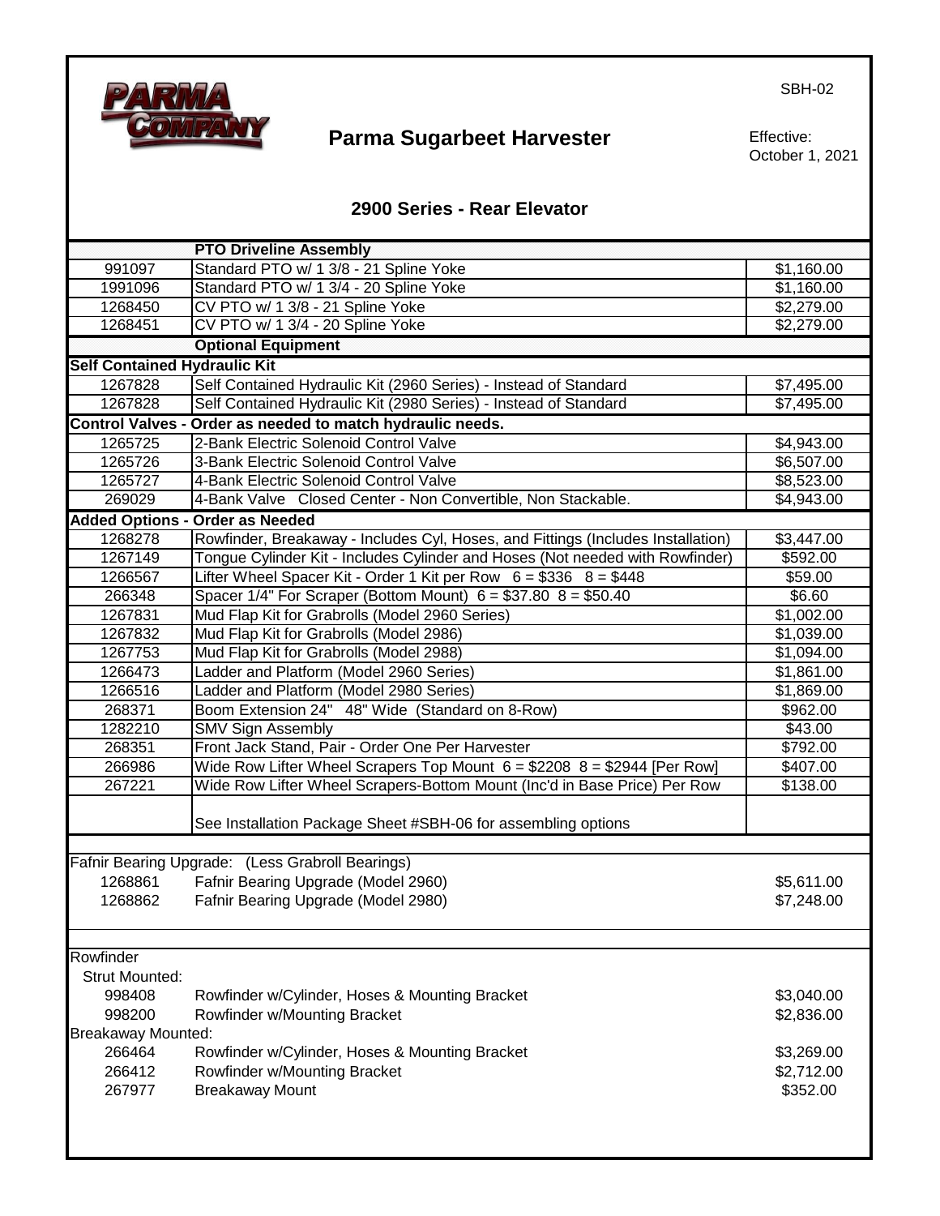SBH-02

# Parma Sugarbeet Harvester

Effective: October 1, 2021

## 2900 Series - Rear Elevator

| | **PTO Driveline Assembly** | |
|---|---|---|
| 991097 | Standard PTO w/ 1 3/8 - 21 Spline Yoke | $1,160.00 |
| 1991096 | Standard PTO w/ 1 3/4 - 20 Spline Yoke | $1,160.00 |
| 1268450 | CV PTO w/ 1 3/8 - 21 Spline Yoke | $2,279.00 |
| 1268451 | CV PTO w/ 1 3/4 - 20 Spline Yoke | $2,279.00 |
| | **Optional Equipment** | |
| **Self Contained Hydraulic Kit** | | |
| 1267828 | Self Contained Hydraulic Kit (2960 Series) - Instead of Standard | $7,495.00 |
| 1267828 | Self Contained Hydraulic Kit (2980 Series) - Instead of Standard | $7,495.00 |
| **Control Valves - Order as needed to match hydraulic needs.** | | |
| 1265725 | 2-Bank Electric Solenoid Control Valve | $4,943.00 |
| 1265726 | 3-Bank Electric Solenoid Control Valve | $6,507.00 |
| 1265727 | 4-Bank Electric Solenoid Control Valve | $8,523.00 |
| 269029 | 4-Bank Valve Closed Center - Non Convertible, Non Stackable. | $4,943.00 |
| **Added Options - Order as Needed** | | |
| 1268278 | Rowfinder, Breakaway - Includes Cyl, Hoses, and Fittings (Includes Installation) | $3,447.00 |
| 1267149 | Tongue Cylinder Kit - Includes Cylinder and Hoses (Not needed with Rowfinder) | $592.00 |
| 1266567 | Lifter Wheel Spacer Kit - Order 1 Kit per Row 6 = $336 8 = $448 | $59.00 |
| 266348 | Spacer 1/4" For Scraper (Bottom Mount) 6 = $37.80 8 = $50.40 | $6.60 |
| 1267831 | Mud Flap Kit for Grabrolls (Model 2960 Series) | $1,002.00 |
| 1267832 | Mud Flap Kit for Grabrolls (Model 2986) | $1,039.00 |
| 1267753 | Mud Flap Kit for Grabrolls (Model 2988) | $1,094.00 |
| 1266473 | Ladder and Platform (Model 2960 Series) | $1,861.00 |
| 1266516 | Ladder and Platform (Model 2980 Series) | $1,869.00 |
| 268371 | Boom Extension 24" 48" Wide (Standard on 8-Row) | $962.00 |
| 1282210 | SMV Sign Assembly | $43.00 |
| 268351 | Front Jack Stand, Pair - Order One Per Harvester | $792.00 |
| 266986 | Wide Row Lifter Wheel Scrapers Top Mount 6 = $2208 8 = $2944 [Per Row] | $407.00 |
| 267221 | Wide Row Lifter Wheel Scrapers-Bottom Mount (Inc'd in Base Price) Per Row | $138.00 |
| | See Installation Package Sheet #SBH-06 for assembling options | |

Fafnir Bearing Upgrade: (Less Grabroll Bearings)

| | | |
|---|---|---|
| 1268861 | Fafnir Bearing Upgrade (Model 2960) | $5,611.00 |
| 1268862 | Fafnir Bearing Upgrade (Model 2980) | $7,248.00 |

Rowfinder

Strut Mounted:

| | | |
|---|---|---|
| 998408 | Rowfinder w/Cylinder, Hoses & Mounting Bracket | $3,040.00 |
| 998200 | Rowfinder w/Mounting Bracket | $2,836.00 |

Breakaway Mounted:

| | | |
|---|---|---|
| 266464 | Rowfinder w/Cylinder, Hoses & Mounting Bracket | $3,269.00 |
| 266412 | Rowfinder w/Mounting Bracket | $2,712.00 |
| 267977 | Breakaway Mount | $352.00 |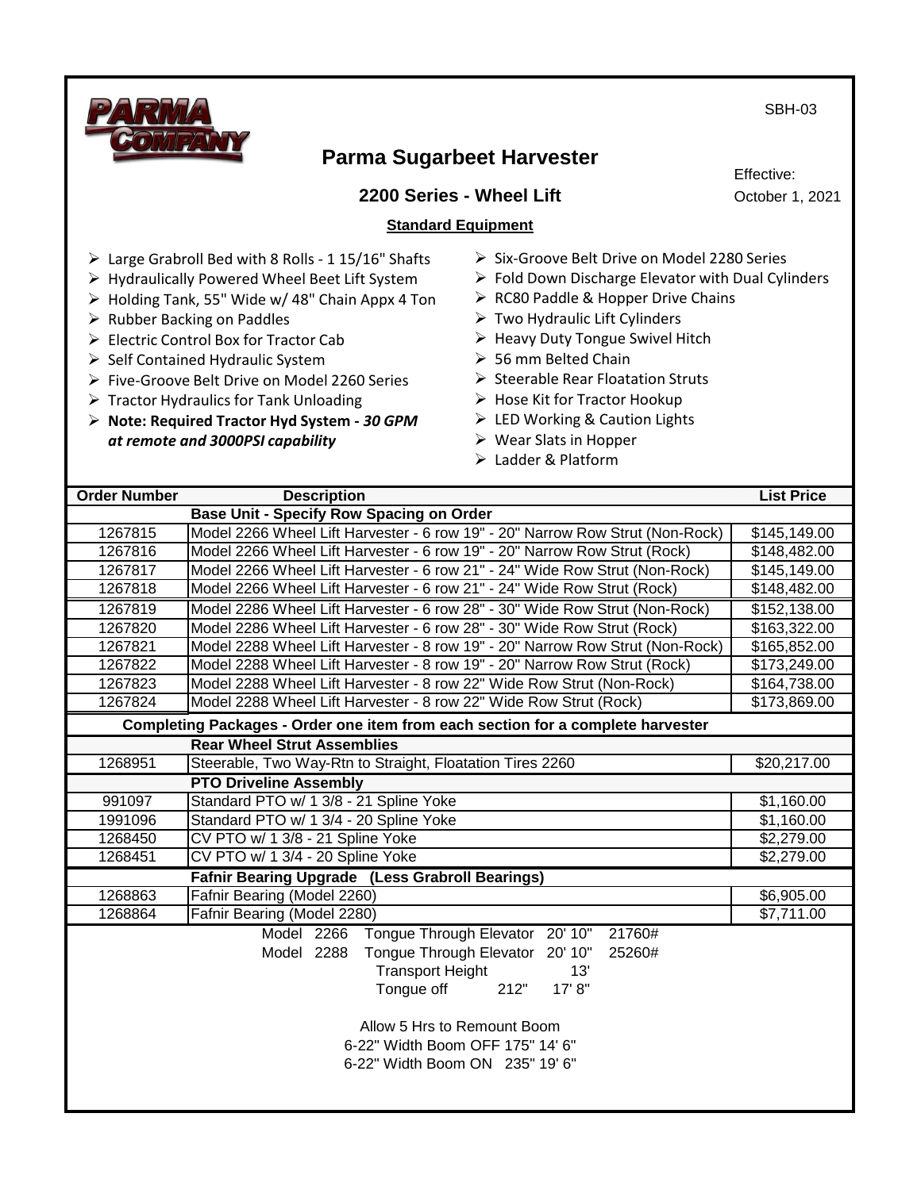SBH-03

# Parma Sugarbeet Harvester

## 2200 Series - Wheel Lift

Effective:
October 1, 2021

### Standard Equipment

- Large Grabroll Bed with 8 Rolls - 1 15/16" Shafts
- Hydraulically Powered Wheel Beet Lift System
- Holding Tank, 55" Wide w/ 48" Chain Appx 4 Ton
- Rubber Backing on Paddles
- Electric Control Box for Tractor Cab
- Self Contained Hydraulic System
- Five-Groove Belt Drive on Model 2260 Series
- Tractor Hydraulics for Tank Unloading
- **Note: Required Tractor Hyd System - *30 GPM at remote and 3000PSI capability***
- Six-Groove Belt Drive on Model 2280 Series
- Fold Down Discharge Elevator with Dual Cylinders
- RC80 Paddle & Hopper Drive Chains
- Two Hydraulic Lift Cylinders
- Heavy Duty Tongue Swivel Hitch
- 56 mm Belted Chain
- Steerable Rear Floatation Struts
- Hose Kit for Tractor Hookup
- LED Working & Caution Lights
- Wear Slats in Hopper
- Ladder & Platform

| Order Number | Description | List Price |
|---|---|---|
| | **Base Unit - Specify Row Spacing on Order** | |
| 1267815 | Model 2266 Wheel Lift Harvester - 6 row 19" - 20" Narrow Row Strut (Non-Rock) | $145,149.00 |
| 1267816 | Model 2266 Wheel Lift Harvester - 6 row 19" - 20" Narrow Row Strut (Rock) | $148,482.00 |
| 1267817 | Model 2266 Wheel Lift Harvester - 6 row 21" - 24" Wide Row Strut (Non-Rock) | $145,149.00 |
| 1267818 | Model 2266 Wheel Lift Harvester - 6 row 21" - 24" Wide Row Strut (Rock) | $148,482.00 |
| 1267819 | Model 2286 Wheel Lift Harvester - 6 row 28" - 30" Wide Row Strut (Non-Rock) | $152,138.00 |
| 1267820 | Model 2286 Wheel Lift Harvester - 6 row 28" - 30" Wide Row Strut (Rock) | $163,322.00 |
| 1267821 | Model 2288 Wheel Lift Harvester - 8 row 19" - 20" Narrow Row Strut (Non-Rock) | $165,852.00 |
| 1267822 | Model 2288 Wheel Lift Harvester - 8 row 19" - 20" Narrow Row Strut (Rock) | $173,249.00 |
| 1267823 | Model 2288 Wheel Lift Harvester - 8 row 22" Wide Row Strut (Non-Rock) | $164,738.00 |
| 1267824 | Model 2288 Wheel Lift Harvester - 8 row 22" Wide Row Strut (Rock) | $173,869.00 |
| | **Completing Packages - Order one item from each section for a complete harvester** | |
| | **Rear Wheel Strut Assemblies** | |
| 1268951 | Steerable, Two Way-Rtn to Straight, Floatation Tires 2260 | $20,217.00 |
| | **PTO Driveline Assembly** | |
| 991097 | Standard PTO w/ 1 3/8 - 21 Spline Yoke | $1,160.00 |
| 1991096 | Standard PTO w/ 1 3/4 - 20 Spline Yoke | $1,160.00 |
| 1268450 | CV PTO w/ 1 3/8 - 21 Spline Yoke | $2,279.00 |
| 1268451 | CV PTO w/ 1 3/4 - 20 Spline Yoke | $2,279.00 |
| | **Fafnir Bearing Upgrade (Less Grabroll Bearings)** | |
| 1268863 | Fafnir Bearing (Model 2260) | $6,905.00 |
| 1268864 | Fafnir Bearing (Model 2280) | $7,711.00 |

Model 2266 Tongue Through Elevator 20' 10" 21760#
Model 2288 Tongue Through Elevator 20' 10" 25260#
Transport Height 13'
Tongue off 212" 17' 8"

Allow 5 Hrs to Remount Boom
6-22" Width Boom OFF 175" 14' 6"
6-22" Width Boom ON 235" 19' 6"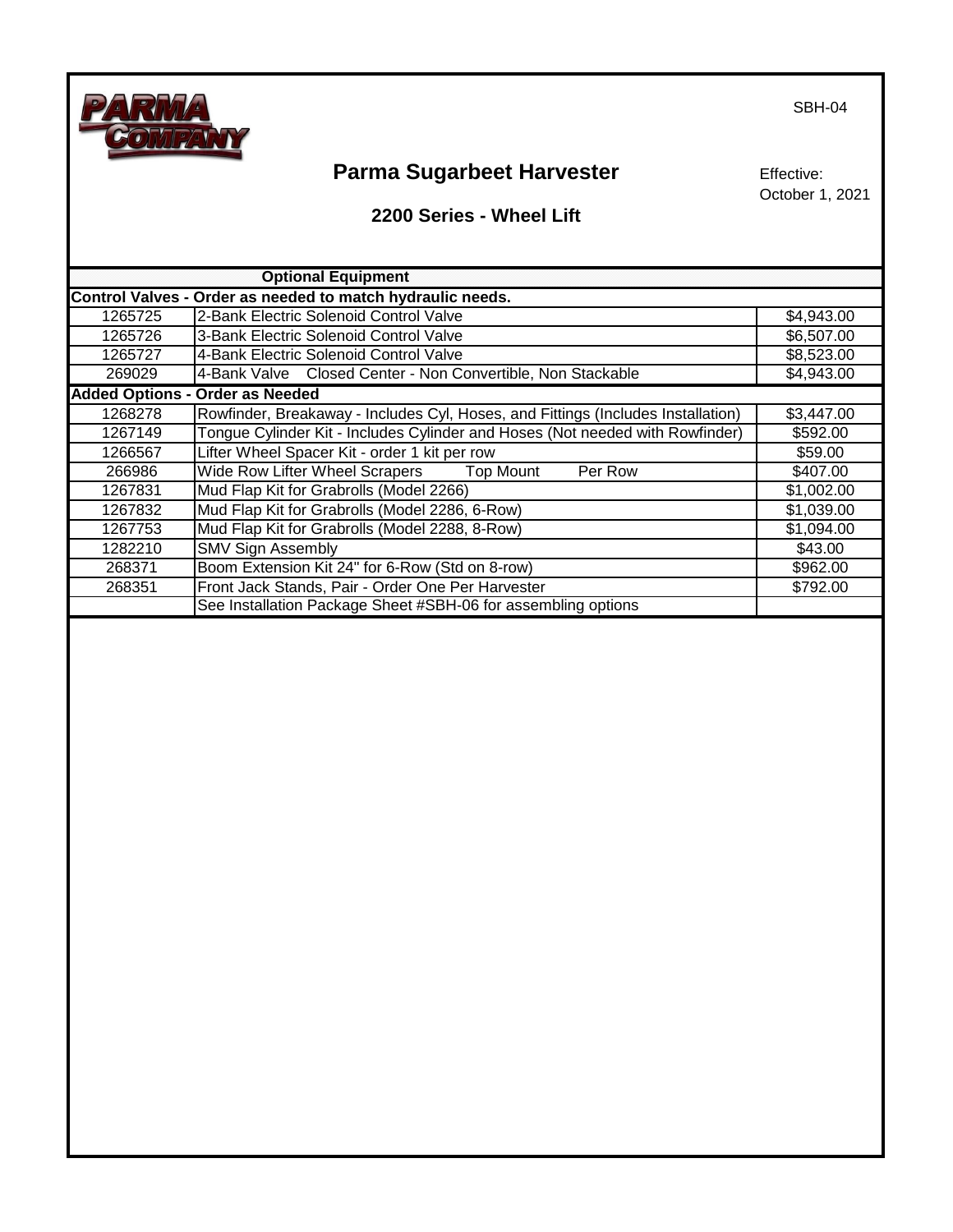PARMA COMPANY

SBH-04

# Parma Sugarbeet Harvester

Effective:
October 1, 2021

## 2200 Series - Wheel Lift

| Optional Equipment | | |
|---|---|---|
| **Control Valves - Order as needed to match hydraulic needs.** | | |
| 1265725 | 2-Bank Electric Solenoid Control Valve | $4,943.00 |
| 1265726 | 3-Bank Electric Solenoid Control Valve | $6,507.00 |
| 1265727 | 4-Bank Electric Solenoid Control Valve | $8,523.00 |
| 269029 | 4-Bank Valve Closed Center - Non Convertible, Non Stackable | $4,943.00 |
| **Added Options - Order as Needed** | | |
| 1268278 | Rowfinder, Breakaway - Includes Cyl, Hoses, and Fittings (Includes Installation) | $3,447.00 |
| 1267149 | Tongue Cylinder Kit - Includes Cylinder and Hoses (Not needed with Rowfinder) | $592.00 |
| 1266567 | Lifter Wheel Spacer Kit - order 1 kit per row | $59.00 |
| 266986 | Wide Row Lifter Wheel Scrapers Top Mount Per Row | $407.00 |
| 1267831 | Mud Flap Kit for Grabrolls (Model 2266) | $1,002.00 |
| 1267832 | Mud Flap Kit for Grabrolls (Model 2286, 6-Row) | $1,039.00 |
| 1267753 | Mud Flap Kit for Grabrolls (Model 2288, 8-Row) | $1,094.00 |
| 1282210 | SMV Sign Assembly | $43.00 |
| 268371 | Boom Extension Kit 24" for 6-Row (Std on 8-row) | $962.00 |
| 268351 | Front Jack Stands, Pair - Order One Per Harvester | $792.00 |
| | See Installation Package Sheet #SBH-06 for assembling options | |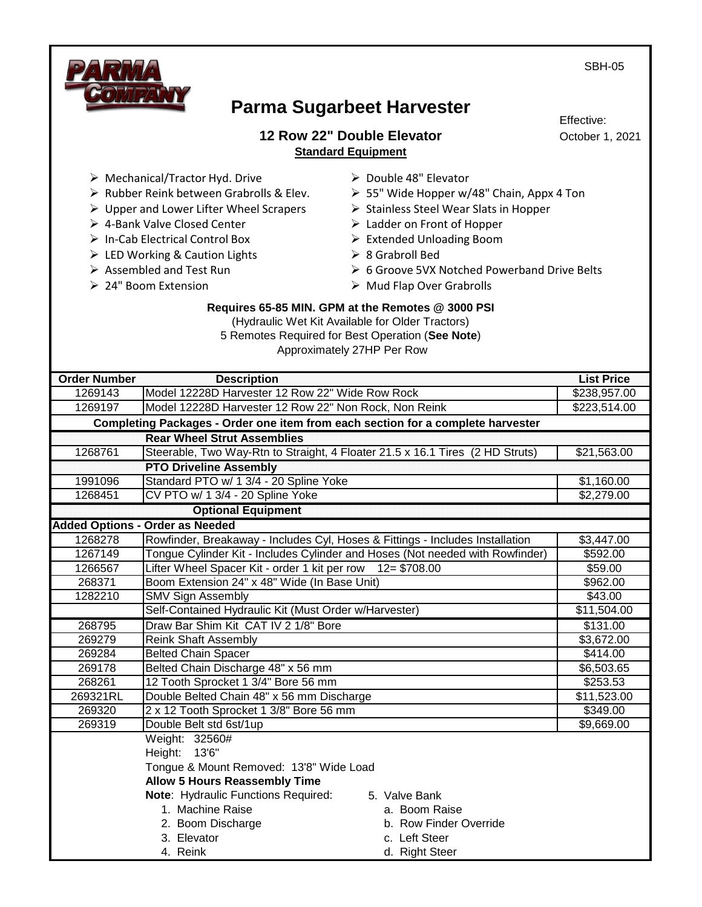SBH-05

# Parma Sugarbeet Harvester

Effective: October 1, 2021

## 12 Row 22" Double Elevator

**Standard Equipment**

- Mechanical/Tractor Hyd. Drive
- Rubber Reink between Grabrolls & Elev.
- Upper and Lower Lifter Wheel Scrapers
- 4-Bank Valve Closed Center
- In-Cab Electrical Control Box
- LED Working & Caution Lights
- Assembled and Test Run
- 24" Boom Extension
- Double 48" Elevator
- 55" Wide Hopper w/48" Chain, Appx 4 Ton
- Stainless Steel Wear Slats in Hopper
- Ladder on Front of Hopper
- Extended Unloading Boom
- 8 Grabroll Bed
- 6 Groove 5VX Notched Powerband Drive Belts
- Mud Flap Over Grabrolls

**Requires 65-85 MIN. GPM at the Remotes @ 3000 PSI**
(Hydraulic Wet Kit Available for Older Tractors)
5 Remotes Required for Best Operation (**See Note**)
Approximately 27HP Per Row

| Order Number | Description | List Price |
|---|---|---|
| 1269143 | Model 12228D Harvester 12 Row 22" Wide Row Rock | $238,957.00 |
| 1269197 | Model 12228D Harvester 12 Row 22" Non Rock, Non Reink | $223,514.00 |
| | **Completing Packages - Order one item from each section for a complete harvester** | |
| | **Rear Wheel Strut Assemblies** | |
| 1268761 | Steerable, Two Way-Rtn to Straight, 4 Floater 21.5 x 16.1 Tires (2 HD Struts) | $21,563.00 |
| | **PTO Driveline Assembly** | |
| 1991096 | Standard PTO w/ 1 3/4 - 20 Spline Yoke | $1,160.00 |
| 1268451 | CV PTO w/ 1 3/4 - 20 Spline Yoke | $2,279.00 |
| | **Optional Equipment** | |
| **Added Options - Order as Needed** | | |
| 1268278 | Rowfinder, Breakaway - Includes Cyl, Hoses & Fittings - Includes Installation | $3,447.00 |
| 1267149 | Tongue Cylinder Kit - Includes Cylinder and Hoses (Not needed with Rowfinder) | $592.00 |
| 1266567 | Lifter Wheel Spacer Kit - order 1 kit per row 12= $708.00 | $59.00 |
| 268371 | Boom Extension 24" x 48" Wide (In Base Unit) | $962.00 |
| 1282210 | SMV Sign Assembly | $43.00 |
| | Self-Contained Hydraulic Kit (Must Order w/Harvester) | $11,504.00 |
| 268795 | Draw Bar Shim Kit CAT IV 2 1/8" Bore | $131.00 |
| 269279 | Reink Shaft Assembly | $3,672.00 |
| 269284 | Belted Chain Spacer | $414.00 |
| 269178 | Belted Chain Discharge 48" x 56 mm | $6,503.65 |
| 268261 | 12 Tooth Sprocket 1 3/4" Bore 56 mm | $253.53 |
| 269321RL | Double Belted Chain 48" x 56 mm Discharge | $11,523.00 |
| 269320 | 2 x 12 Tooth Sprocket 1 3/8" Bore 56 mm | $349.00 |
| 269319 | Double Belt std 6st/1up | $9,669.00 |

Weight: 32560#
Height: 13'6"
Tongue & Mount Removed: 13'8" Wide Load
**Allow 5 Hours Reassembly Time**

**Note**: Hydraulic Functions Required:

1. Machine Raise
2. Boom Discharge
3. Elevator
4. Reink
5. Valve Bank
   a. Boom Raise
   b. Row Finder Override
   c. Left Steer
   d. Right Steer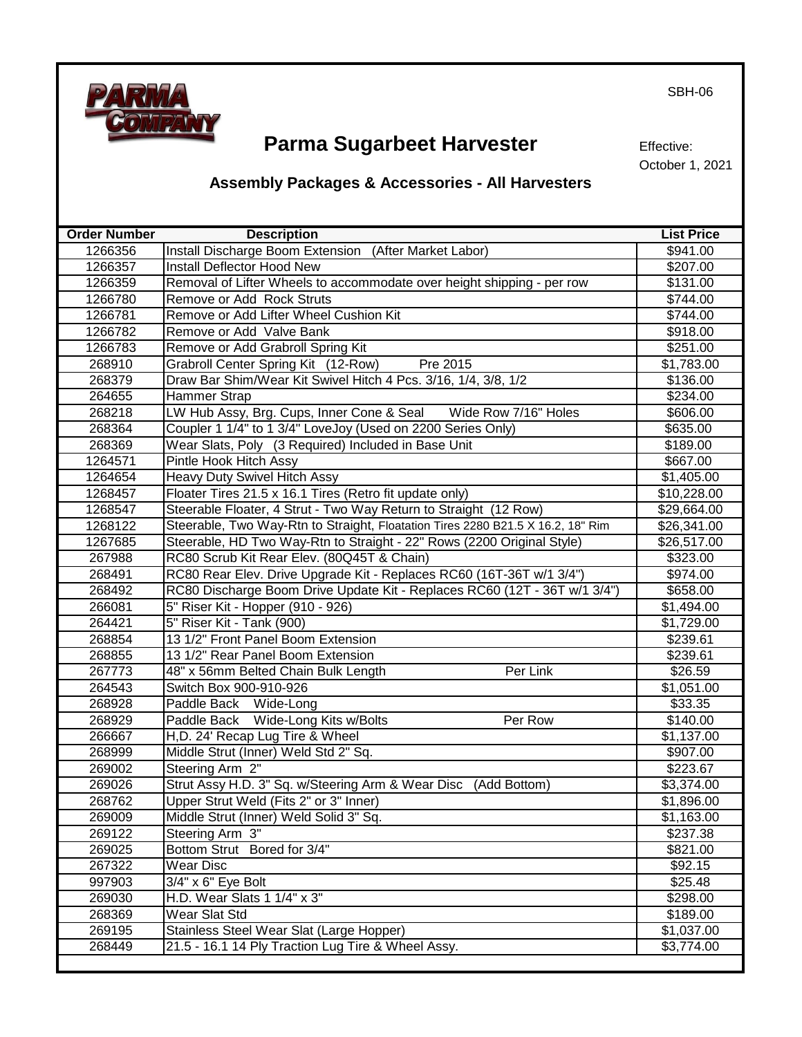SBH-06

# Parma Sugarbeet Harvester

Effective:
October 1, 2021

## Assembly Packages & Accessories - All Harvesters

| Order Number | Description | List Price |
|---|---|---|
| 1266356 | Install Discharge Boom Extension (After Market Labor) | $941.00 |
| 1266357 | Install Deflector Hood New | $207.00 |
| 1266359 | Removal of Lifter Wheels to accommodate over height shipping - per row | $131.00 |
| 1266780 | Remove or Add Rock Struts | $744.00 |
| 1266781 | Remove or Add Lifter Wheel Cushion Kit | $744.00 |
| 1266782 | Remove or Add Valve Bank | $918.00 |
| 1266783 | Remove or Add Grabroll Spring Kit | $251.00 |
| 268910 | Grabroll Center Spring Kit (12-Row) Pre 2015 | $1,783.00 |
| 268379 | Draw Bar Shim/Wear Kit Swivel Hitch 4 Pcs. 3/16, 1/4, 3/8, 1/2 | $136.00 |
| 264655 | Hammer Strap | $234.00 |
| 268218 | LW Hub Assy, Brg. Cups, Inner Cone & Seal Wide Row 7/16" Holes | $606.00 |
| 268364 | Coupler 1 1/4" to 1 3/4" LoveJoy (Used on 2200 Series Only) | $635.00 |
| 268369 | Wear Slats, Poly (3 Required) Included in Base Unit | $189.00 |
| 1264571 | Pintle Hook Hitch Assy | $667.00 |
| 1264654 | Heavy Duty Swivel Hitch Assy | $1,405.00 |
| 1268457 | Floater Tires 21.5 x 16.1 Tires (Retro fit update only) | $10,228.00 |
| 1268547 | Steerable Floater, 4 Strut - Two Way Return to Straight (12 Row) | $29,664.00 |
| 1268122 | Steerable, Two Way-Rtn to Straight, Floatation Tires 2280 B21.5 X 16.2, 18" Rim | $26,341.00 |
| 1267685 | Steerable, HD Two Way-Rtn to Straight - 22" Rows (2200 Original Style) | $26,517.00 |
| 267988 | RC80 Scrub Kit Rear Elev. (80Q45T & Chain) | $323.00 |
| 268491 | RC80 Rear Elev. Drive Upgrade Kit - Replaces RC60 (16T-36T w/1 3/4") | $974.00 |
| 268492 | RC80 Discharge Boom Drive Update Kit - Replaces RC60 (12T - 36T w/1 3/4") | $658.00 |
| 266081 | 5" Riser Kit - Hopper (910 - 926) | $1,494.00 |
| 264421 | 5" Riser Kit - Tank (900) | $1,729.00 |
| 268854 | 13 1/2" Front Panel Boom Extension | $239.61 |
| 268855 | 13 1/2" Rear Panel Boom Extension | $239.61 |
| 267773 | 48" x 56mm Belted Chain Bulk Length Per Link | $26.59 |
| 264543 | Switch Box 900-910-926 | $1,051.00 |
| 268928 | Paddle Back Wide-Long | $33.35 |
| 268929 | Paddle Back Wide-Long Kits w/Bolts Per Row | $140.00 |
| 266667 | H,D. 24' Recap Lug Tire & Wheel | $1,137.00 |
| 268999 | Middle Strut (Inner) Weld Std 2" Sq. | $907.00 |
| 269002 | Steering Arm 2" | $223.67 |
| 269026 | Strut Assy H.D. 3" Sq. w/Steering Arm & Wear Disc (Add Bottom) | $3,374.00 |
| 268762 | Upper Strut Weld (Fits 2" or 3" Inner) | $1,896.00 |
| 269009 | Middle Strut (Inner) Weld Solid 3" Sq. | $1,163.00 |
| 269122 | Steering Arm 3" | $237.38 |
| 269025 | Bottom Strut Bored for 3/4" | $821.00 |
| 267322 | Wear Disc | $92.15 |
| 997903 | 3/4" x 6" Eye Bolt | $25.48 |
| 269030 | H.D. Wear Slats 1 1/4" x 3" | $298.00 |
| 268369 | Wear Slat Std | $189.00 |
| 269195 | Stainless Steel Wear Slat (Large Hopper) | $1,037.00 |
| 268449 | 21.5 - 16.1 14 Ply Traction Lug Tire & Wheel Assy. | $3,774.00 |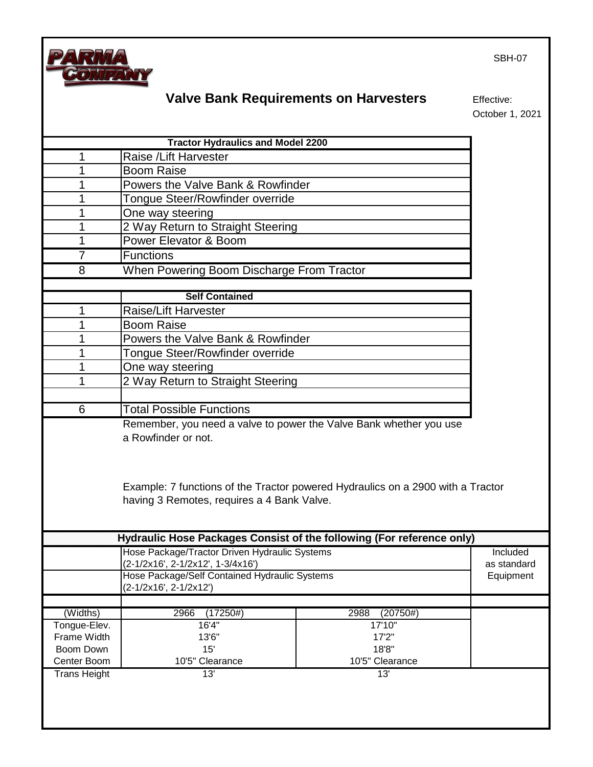PARMA COMPANY

SBH-07

# Valve Bank Requirements on Harvesters

Effective:
October 1, 2021

| | Tractor Hydraulics and Model 2200 |
|---|---|
| 1 | Raise /Lift Harvester |
| 1 | Boom Raise |
| 1 | Powers the Valve Bank & Rowfinder |
| 1 | Tongue Steer/Rowfinder override |
| 1 | One way steering |
| 1 | 2 Way Return to Straight Steering |
| 1 | Power Elevator & Boom |
| 7 | Functions |
| 8 | When Powering Boom Discharge From Tractor |

| | Self Contained |
|---|---|
| 1 | Raise/Lift Harvester |
| 1 | Boom Raise |
| 1 | Powers the Valve Bank & Rowfinder |
| 1 | Tongue Steer/Rowfinder override |
| 1 | One way steering |
| 1 | 2 Way Return to Straight Steering |
| | |
| 6 | Total Possible Functions |

Remember, you need a valve to power the Valve Bank whether you use a Rowfinder or not.

Example: 7 functions of the Tractor powered Hydraulics on a 2900 with a Tractor having 3 Remotes, requires a 4 Bank Valve.

| | Hydraulic Hose Packages Consist of the following (For reference only) | |
|---|---|---|
| | Hose Package/Tractor Driven Hydraulic Systems (2-1/2x16', 2-1/2x12', 1-3/4x16') | Included as standard Equipment |
| | Hose Package/Self Contained Hydraulic Systems (2-1/2x16', 2-1/2x12') | |

| (Widths) | 2966 (17250#) | 2988 (20750#) |
|---|---|---|
| Tongue-Elev. | 16'4" | 17'10" |
| Frame Width | 13'6" | 17'2" |
| Boom Down | 15' | 18'8" |
| Center Boom | 10'5" Clearance | 10'5" Clearance |
| Trans Height | 13' | 13' |